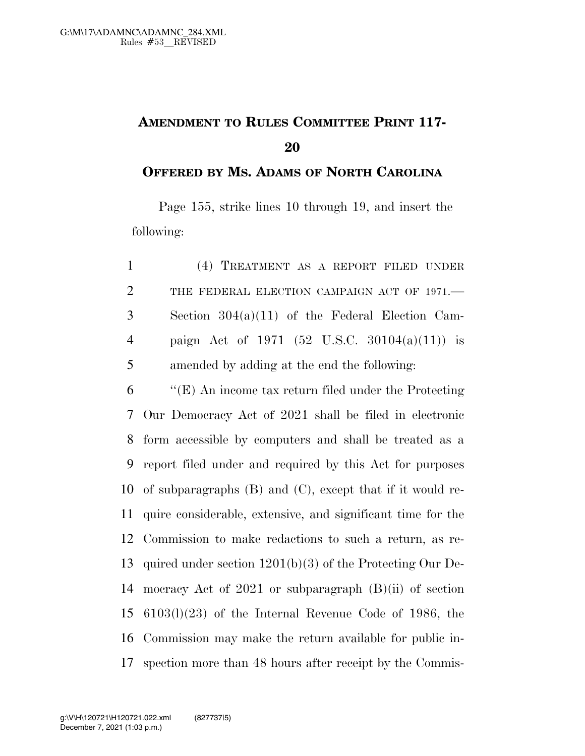# AMENDMENT TO RULES COMMITTEE PRINT 117-20

## OFFERED BY MS. ADAMS OF NORTH CAROLINA

Page 155, strike lines 10 through 19, and insert the following:

(4) TREATMENT AS A REPORT FILED UNDER THE FEDERAL ELECTION CAMPAIGN ACT OF 1971.—Section 304(a)(11) of the Federal Election Campaign Act of 1971 (52 U.S.C. 30104(a)(11)) is amended by adding at the end the following:

"(E) An income tax return filed under the Protecting Our Democracy Act of 2021 shall be filed in electronic form accessible by computers and shall be treated as a report filed under and required by this Act for purposes of subparagraphs (B) and (C), except that if it would require considerable, extensive, and significant time for the Commission to make redactions to such a return, as required under section 1201(b)(3) of the Protecting Our Democracy Act of 2021 or subparagraph (B)(ii) of section 6103(l)(23) of the Internal Revenue Code of 1986, the Commission may make the return available for public inspection more than 48 hours after receipt by the Commis-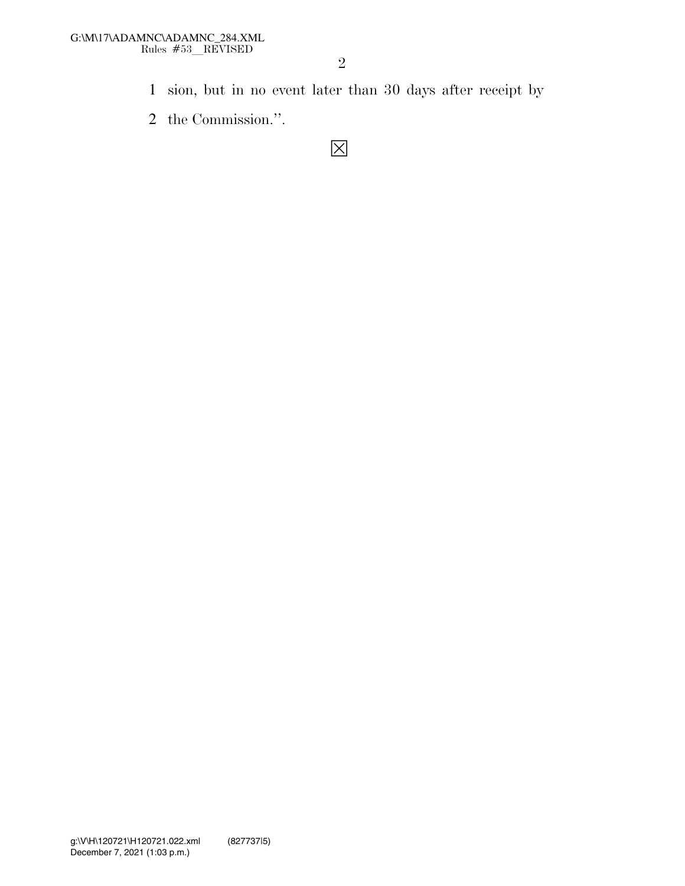sion, but in no event later than 30 days after receipt by the Commission.''.

☒